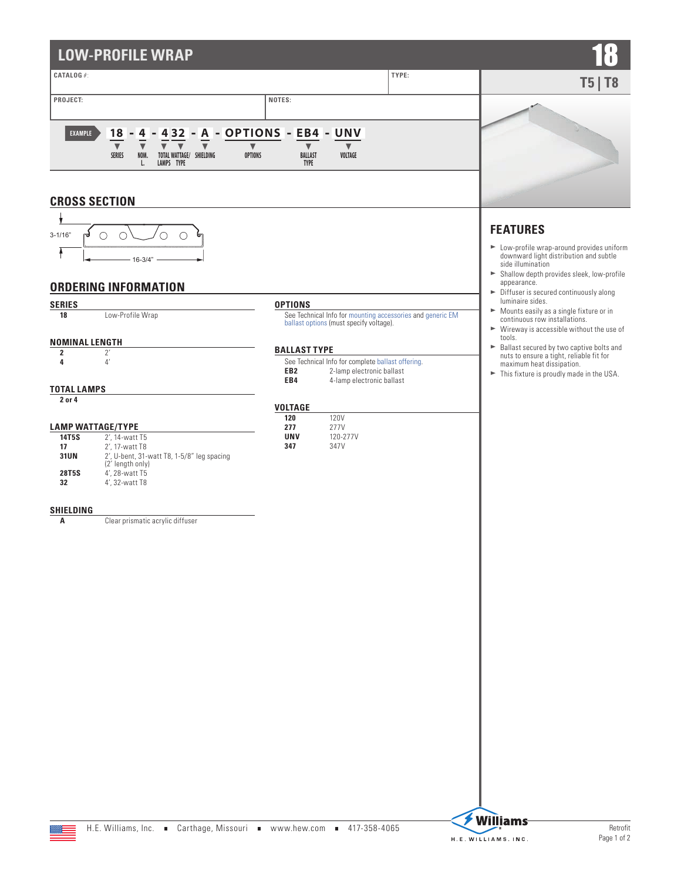# LOW-PROFILE WRAP

**18**

**T5 | T8**

**CATALOG #:**

**TYPE:**

**PROJECT:**

**NOTES:**

**EXAMPLE** 18 - 4 - 4 32 - A - OPTIONS - EB4 - UNV

SERIES / NOM. L. / TOTAL LAMPS / WATTAGE/TYPE / SHIELDING / OPTIONS / BALLAST TYPE / VOLTAGE

## CROSS SECTION

3-1/16"

16-3/4"

## ORDERING INFORMATION

### SERIES

| | |
|---|---|
| **18** | Low-Profile Wrap |

### NOMINAL LENGTH

| | |
|---|---|
| **2** | 2' |
| **4** | 4' |

### TOTAL LAMPS

**2 or 4**

### LAMP WATTAGE/TYPE

| | |
|---|---|
| **14T5S** | 2', 14-watt T5 |
| **17** | 2', 17-watt T8 |
| **31UN** | 2', U-bent, 31-watt T8, 1-5/8" leg spacing (2' length only) |
| **28T5S** | 4', 28-watt T5 |
| **32** | 4', 32-watt T8 |

### SHIELDING

| | |
|---|---|
| **A** | Clear prismatic acrylic diffuser |

### OPTIONS

See Technical Info for mounting accessories and generic EM ballast options (must specify voltage).

### BALLAST TYPE

See Technical Info for complete ballast offering.

| | |
|---|---|
| **EB2** | 2-lamp electronic ballast |
| **EB4** | 4-lamp electronic ballast |

### VOLTAGE

| | |
|---|---|
| **120** | 120V |
| **277** | 277V |
| **UNV** | 120-277V |
| **347** | 347V |

## FEATURES

- Low-profile wrap-around provides uniform downward light distribution and subtle side illumination
- Shallow depth provides sleek, low-profile appearance.
- Diffuser is secured continuously along luminaire sides.
- Mounts easily as a single fixture or in continuous row installations.
- Wireway is accessible without the use of tools.
- Ballast secured by two captive bolts and nuts to ensure a tight, reliable fit for maximum heat dissipation.
- This fixture is proudly made in the USA.

H.E. Williams, Inc. ▪ Carthage, Missouri ▪ www.hew.com ▪ 417-358-4065

Retrofit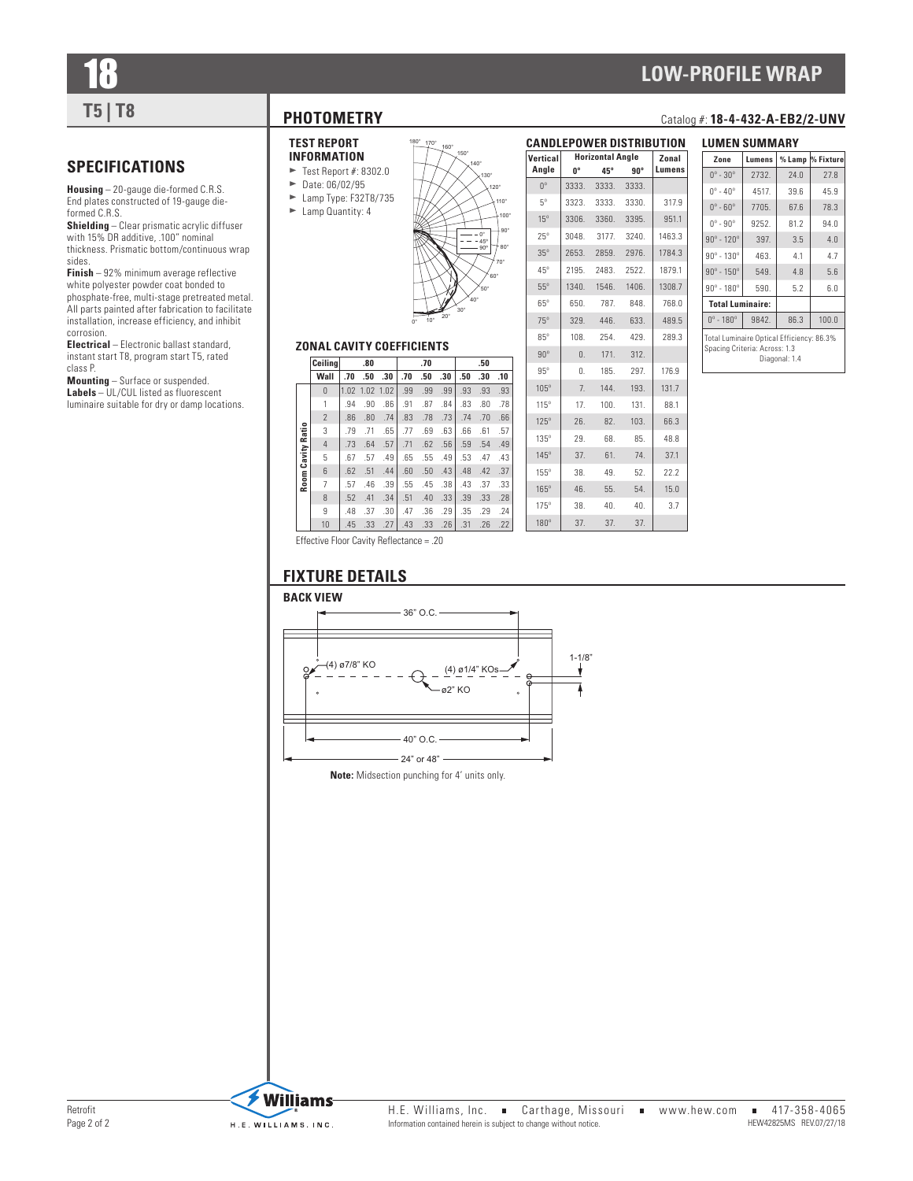# 18 LOW-PROFILE WRAP

## T5 | T8

## SPECIFICATIONS

**Housing** – 20-gauge die-formed C.R.S. End plates constructed of 19-gauge die-formed C.R.S.

**Shielding** – Clear prismatic acrylic diffuser with 15% DR additive, .100" nominal thickness. Prismatic bottom/continuous wrap sides.

**Finish** – 92% minimum average reflective white polyester powder coat bonded to phosphate-free, multi-stage pretreated metal. All parts painted after fabrication to facilitate installation, increase efficiency, and inhibit corrosion.

**Electrical** – Electronic ballast standard, instant start T8, program start T5, rated class P.

**Mounting** – Surface or suspended.

**Labels** – UL/CUL listed as fluorescent luminaire suitable for dry or damp locations.

## PHOTOMETRY

Catalog #: **18-4-432-A-EB2/2-UNV**

### TEST REPORT INFORMATION

- Test Report #: 8302.0
- Date: 06/02/95
- Lamp Type: F32T8/735
- Lamp Quantity: 4

180° 170° 160° 150° 140° 130° 120° 110° 100° 90° 80° 70° 60° 50° 40° 30° 20° 10° 0°

0° 45° 90°

### CANDLEPOWER DISTRIBUTION

| Vertical Angle | Horizontal Angle 0° | 45° | 90° | Zonal Lumens |
|---|---|---|---|---|
| 0° | 3333. | 3333. | 3333. | |
| 5° | 3323. | 3333. | 3330. | 317.9 |
| 15° | 3306. | 3360. | 3395. | 951.1 |
| 25° | 3048. | 3177. | 3240. | 1463.3 |
| 35° | 2653. | 2859. | 2976. | 1784.3 |
| 45° | 2195. | 2483. | 2522. | 1879.1 |
| 55° | 1340. | 1546. | 1406. | 1308.7 |
| 65° | 650. | 787. | 848. | 768.0 |
| 75° | 329. | 446. | 633. | 489.5 |
| 85° | 108. | 254. | 429. | 289.3 |
| 90° | 0. | 171. | 312. | |
| 95° | 0. | 185. | 297. | 176.9 |
| 105° | 7. | 144. | 193. | 131.7 |
| 115° | 17. | 100. | 131. | 88.1 |
| 125° | 26. | 82. | 103. | 66.3 |
| 135° | 29. | 68. | 85. | 48.8 |
| 145° | 37. | 61. | 74. | 37.1 |
| 155° | 38. | 49. | 52. | 22.2 |
| 165° | 46. | 55. | 54. | 15.0 |
| 175° | 38. | 40. | 40. | 3.7 |
| 180° | 37. | 37. | 37. | |

### LUMEN SUMMARY

| Zone | Lumens | % Lamp | % Fixture |
|---|---|---|---|
| 0° - 30° | 2732. | 24.0 | 27.8 |
| 0° - 40° | 4517. | 39.6 | 45.9 |
| 0° - 60° | 7705. | 67.6 | 78.3 |
| 0° - 90° | 9252. | 81.2 | 94.0 |
| 90° - 120° | 397. | 3.5 | 4.0 |
| 90° - 130° | 463. | 4.1 | 4.7 |
| 90° - 150° | 549. | 4.8 | 5.6 |
| 90° - 180° | 590. | 5.2 | 6.0 |
| **Total Luminaire:** | | | |
| 0° - 180° | 9842. | 86.3 | 100.0 |

Total Luminaire Optical Efficiency: 86.3%
Spacing Criteria: Across: 1.3
Diagonal: 1.4

### ZONAL CAVITY COEFFICIENTS

| | Ceiling | .80 | | | .70 | | | .50 | | |
|---|---|---|---|---|---|---|---|---|---|---|
| | Wall | .70 | .50 | .30 | .70 | .50 | .30 | .50 | .30 | .10 |
| Room Cavity Ratio | 0 | 1.02 | 1.02 | 1.02 | .99 | .99 | .99 | .93 | .93 | .93 |
| | 1 | .94 | .90 | .86 | .91 | .87 | .84 | .83 | .80 | .78 |
| | 2 | .86 | .80 | .74 | .83 | .78 | .73 | .74 | .70 | .66 |
| | 3 | .79 | .71 | .65 | .77 | .69 | .63 | .66 | .61 | .57 |
| | 4 | .73 | .64 | .57 | .71 | .62 | .56 | .59 | .54 | .49 |
| | 5 | .67 | .57 | .49 | .65 | .55 | .49 | .53 | .47 | .43 |
| | 6 | .62 | .51 | .44 | .60 | .50 | .43 | .48 | .42 | .37 |
| | 7 | .57 | .46 | .39 | .55 | .45 | .38 | .43 | .37 | .33 |
| | 8 | .52 | .41 | .34 | .51 | .40 | .33 | .39 | .33 | .28 |
| | 9 | .48 | .37 | .30 | .47 | .36 | .29 | .35 | .29 | .24 |
| | 10 | .45 | .33 | .27 | .43 | .33 | .26 | .31 | .26 | .22 |

Effective Floor Cavity Reflectance = .20

## FIXTURE DETAILS

### BACK VIEW

36" O.C.

(4) ø7/8" KO

(4) ø1/4" KOs

ø2" KO

1-1/8"

40" O.C.

24" or 48"

**Note:** Midsection punching for 4' units only.

Retrofit

H.E. Williams, Inc. ■ Carthage, Missouri ■ www.hew.com ■ 417-358-4065

Information contained herein is subject to change without notice.

HEW42825MS REV.07/27/18